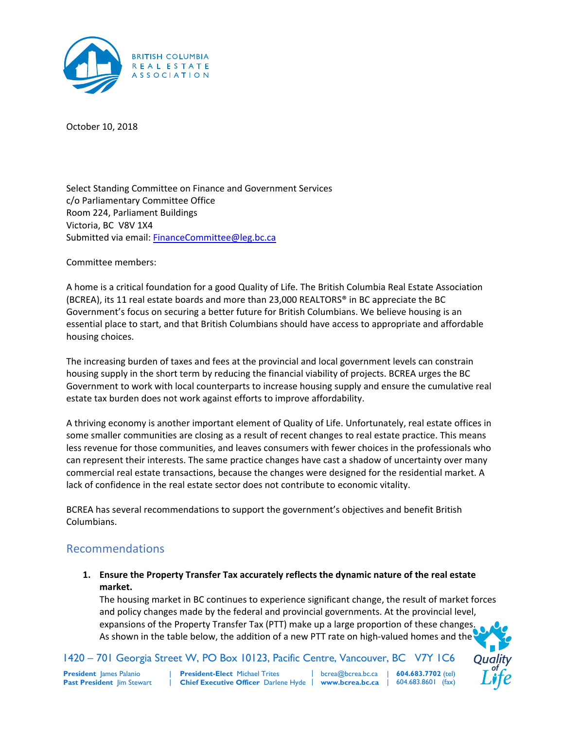BRITISH COLUMBIA
REAL ESTATE
ASSOCIATION

October 10, 2018

Select Standing Committee on Finance and Government Services
c/o Parliamentary Committee Office
Room 224, Parliament Buildings
Victoria, BC V8V 1X4
Submitted via email: FinanceCommittee@leg.bc.ca

Committee members:

A home is a critical foundation for a good Quality of Life. The British Columbia Real Estate Association (BCREA), its 11 real estate boards and more than 23,000 REALTORS® in BC appreciate the BC Government's focus on securing a better future for British Columbians. We believe housing is an essential place to start, and that British Columbians should have access to appropriate and affordable housing choices.

The increasing burden of taxes and fees at the provincial and local government levels can constrain housing supply in the short term by reducing the financial viability of projects. BCREA urges the BC Government to work with local counterparts to increase housing supply and ensure the cumulative real estate tax burden does not work against efforts to improve affordability.

A thriving economy is another important element of Quality of Life. Unfortunately, real estate offices in some smaller communities are closing as a result of recent changes to real estate practice. This means less revenue for those communities, and leaves consumers with fewer choices in the professionals who can represent their interests. The same practice changes have cast a shadow of uncertainty over many commercial real estate transactions, because the changes were designed for the residential market. A lack of confidence in the real estate sector does not contribute to economic vitality.

BCREA has several recommendations to support the government's objectives and benefit British Columbians.

## Recommendations

1. **Ensure the Property Transfer Tax accurately reflects the dynamic nature of the real estate market.**
   The housing market in BC continues to experience significant change, the result of market forces and policy changes made by the federal and provincial governments. At the provincial level, expansions of the Property Transfer Tax (PTT) make up a large proportion of these changes. As shown in the table below, the addition of a new PTT rate on high-valued homes and the

1420 – 701 Georgia Street W, PO Box 10123, Pacific Centre, Vancouver, BC V7Y 1C6

**President** James Palanio | **President-Elect** Michael Trites | bcrea@bcrea.bc.ca | **604.683.7702** (tel)
**Past President** Jim Stewart | **Chief Executive Officer** Darlene Hyde | **www.bcrea.bc.ca** | 604.683.8601 (fax)

Quality of Life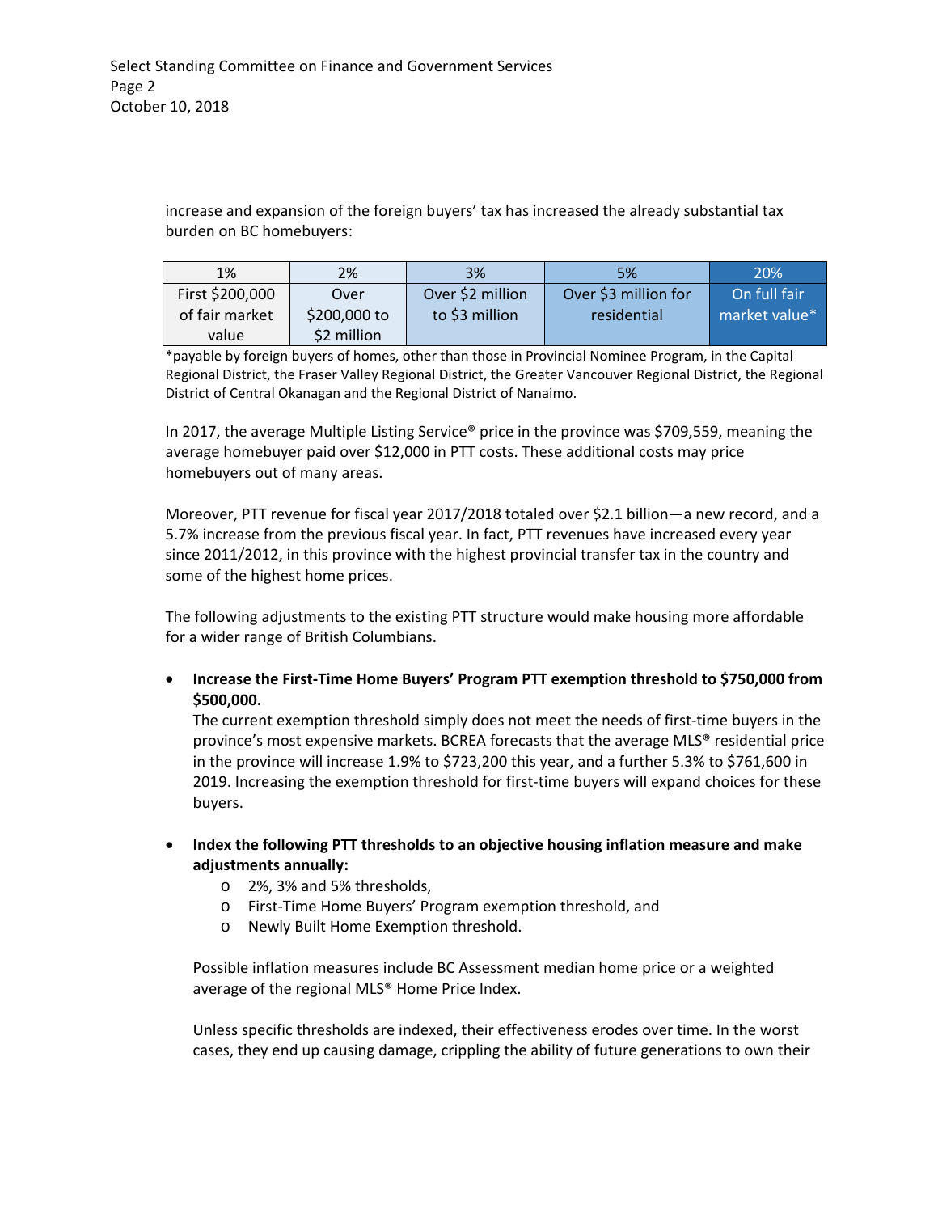increase and expansion of the foreign buyers' tax has increased the already substantial tax burden on BC homebuyers:

| 1% | 2% | 3% | 5% | 20% |
|---|---|---|---|---|
| First $200,000 of fair market value | Over $200,000 to $2 million | Over $2 million to $3 million | Over $3 million for residential | On full fair market value* |

*payable by foreign buyers of homes, other than those in Provincial Nominee Program, in the Capital Regional District, the Fraser Valley Regional District, the Greater Vancouver Regional District, the Regional District of Central Okanagan and the Regional District of Nanaimo.

In 2017, the average Multiple Listing Service® price in the province was $709,559, meaning the average homebuyer paid over $12,000 in PTT costs. These additional costs may price homebuyers out of many areas.

Moreover, PTT revenue for fiscal year 2017/2018 totaled over $2.1 billion—a new record, and a 5.7% increase from the previous fiscal year. In fact, PTT revenues have increased every year since 2011/2012, in this province with the highest provincial transfer tax in the country and some of the highest home prices.

The following adjustments to the existing PTT structure would make housing more affordable for a wider range of British Columbians.

- **Increase the First-Time Home Buyers' Program PTT exemption threshold to $750,000 from $500,000.**
  The current exemption threshold simply does not meet the needs of first-time buyers in the province's most expensive markets. BCREA forecasts that the average MLS® residential price in the province will increase 1.9% to $723,200 this year, and a further 5.3% to $761,600 in 2019. Increasing the exemption threshold for first-time buyers will expand choices for these buyers.

- **Index the following PTT thresholds to an objective housing inflation measure and make adjustments annually:**
  - 2%, 3% and 5% thresholds,
  - First-Time Home Buyers' Program exemption threshold, and
  - Newly Built Home Exemption threshold.

  Possible inflation measures include BC Assessment median home price or a weighted average of the regional MLS® Home Price Index.

  Unless specific thresholds are indexed, their effectiveness erodes over time. In the worst cases, they end up causing damage, crippling the ability of future generations to own their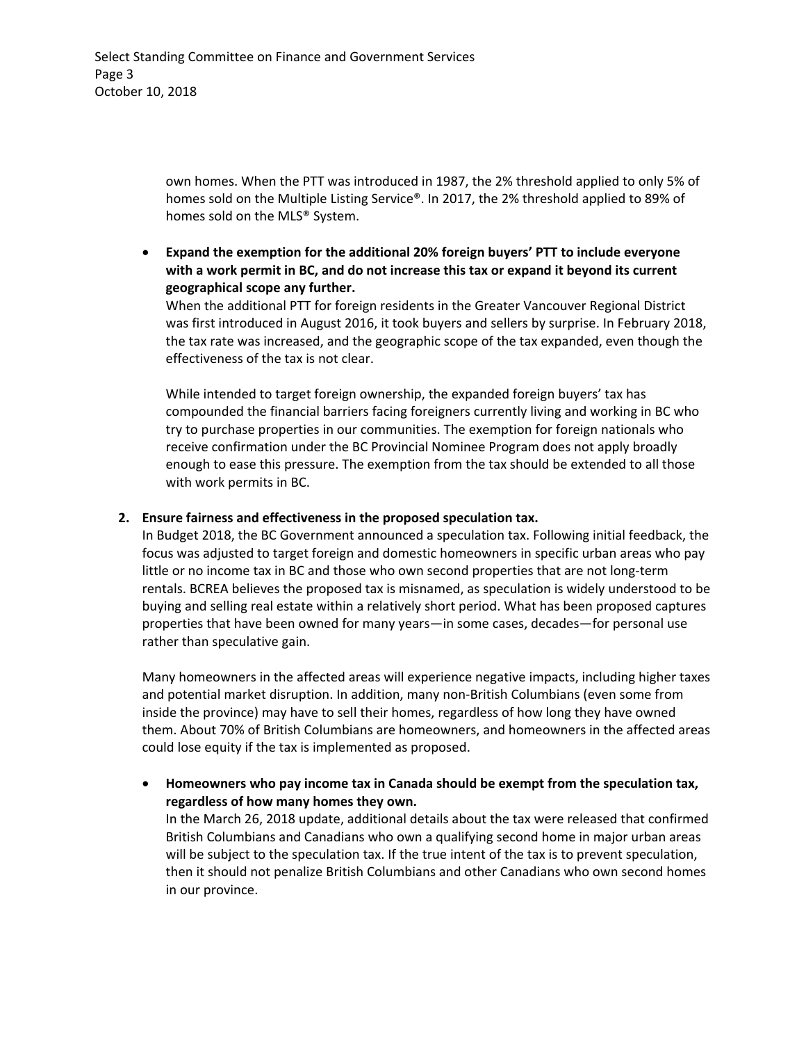own homes. When the PTT was introduced in 1987, the 2% threshold applied to only 5% of homes sold on the Multiple Listing Service®. In 2017, the 2% threshold applied to 89% of homes sold on the MLS® System.

- **Expand the exemption for the additional 20% foreign buyers' PTT to include everyone with a work permit in BC, and do not increase this tax or expand it beyond its current geographical scope any further.**
  When the additional PTT for foreign residents in the Greater Vancouver Regional District was first introduced in August 2016, it took buyers and sellers by surprise. In February 2018, the tax rate was increased, and the geographic scope of the tax expanded, even though the effectiveness of the tax is not clear.

  While intended to target foreign ownership, the expanded foreign buyers' tax has compounded the financial barriers facing foreigners currently living and working in BC who try to purchase properties in our communities. The exemption for foreign nationals who receive confirmation under the BC Provincial Nominee Program does not apply broadly enough to ease this pressure. The exemption from the tax should be extended to all those with work permits in BC.

2. **Ensure fairness and effectiveness in the proposed speculation tax.**
   In Budget 2018, the BC Government announced a speculation tax. Following initial feedback, the focus was adjusted to target foreign and domestic homeowners in specific urban areas who pay little or no income tax in BC and those who own second properties that are not long-term rentals. BCREA believes the proposed tax is misnamed, as speculation is widely understood to be buying and selling real estate within a relatively short period. What has been proposed captures properties that have been owned for many years—in some cases, decades—for personal use rather than speculative gain.

   Many homeowners in the affected areas will experience negative impacts, including higher taxes and potential market disruption. In addition, many non-British Columbians (even some from inside the province) may have to sell their homes, regardless of how long they have owned them. About 70% of British Columbians are homeowners, and homeowners in the affected areas could lose equity if the tax is implemented as proposed.

   - **Homeowners who pay income tax in Canada should be exempt from the speculation tax, regardless of how many homes they own.**
     In the March 26, 2018 update, additional details about the tax were released that confirmed British Columbians and Canadians who own a qualifying second home in major urban areas will be subject to the speculation tax. If the true intent of the tax is to prevent speculation, then it should not penalize British Columbians and other Canadians who own second homes in our province.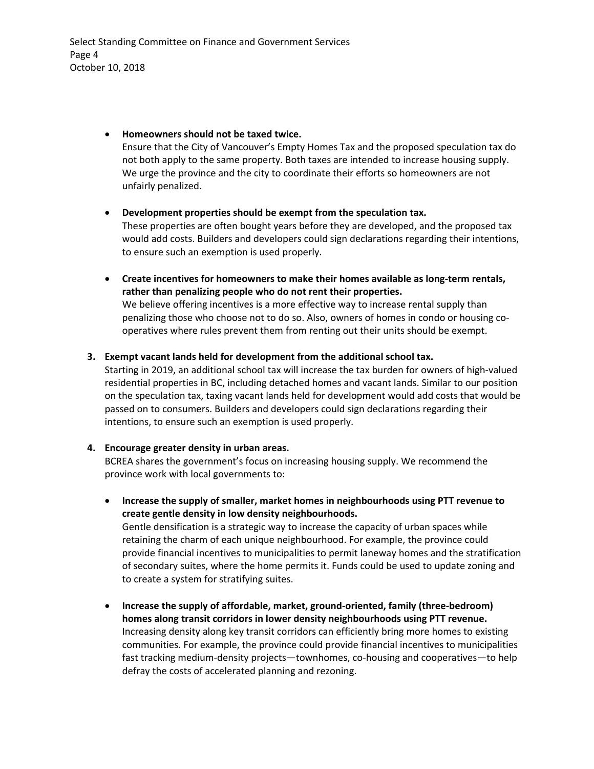- **Homeowners should not be taxed twice.**
  Ensure that the City of Vancouver's Empty Homes Tax and the proposed speculation tax do not both apply to the same property. Both taxes are intended to increase housing supply. We urge the province and the city to coordinate their efforts so homeowners are not unfairly penalized.

- **Development properties should be exempt from the speculation tax.**
  These properties are often bought years before they are developed, and the proposed tax would add costs. Builders and developers could sign declarations regarding their intentions, to ensure such an exemption is used properly.

- **Create incentives for homeowners to make their homes available as long-term rentals, rather than penalizing people who do not rent their properties.**
  We believe offering incentives is a more effective way to increase rental supply than penalizing those who choose not to do so. Also, owners of homes in condo or housing co-operatives where rules prevent them from renting out their units should be exempt.

3. **Exempt vacant lands held for development from the additional school tax.**
   Starting in 2019, an additional school tax will increase the tax burden for owners of high-valued residential properties in BC, including detached homes and vacant lands. Similar to our position on the speculation tax, taxing vacant lands held for development would add costs that would be passed on to consumers. Builders and developers could sign declarations regarding their intentions, to ensure such an exemption is used properly.

4. **Encourage greater density in urban areas.**
   BCREA shares the government's focus on increasing housing supply. We recommend the province work with local governments to:

   - **Increase the supply of smaller, market homes in neighbourhoods using PTT revenue to create gentle density in low density neighbourhoods.**
     Gentle densification is a strategic way to increase the capacity of urban spaces while retaining the charm of each unique neighbourhood. For example, the province could provide financial incentives to municipalities to permit laneway homes and the stratification of secondary suites, where the home permits it. Funds could be used to update zoning and to create a system for stratifying suites.

   - **Increase the supply of affordable, market, ground-oriented, family (three-bedroom) homes along transit corridors in lower density neighbourhoods using PTT revenue.**
     Increasing density along key transit corridors can efficiently bring more homes to existing communities. For example, the province could provide financial incentives to municipalities fast tracking medium-density projects—townhomes, co-housing and cooperatives—to help defray the costs of accelerated planning and rezoning.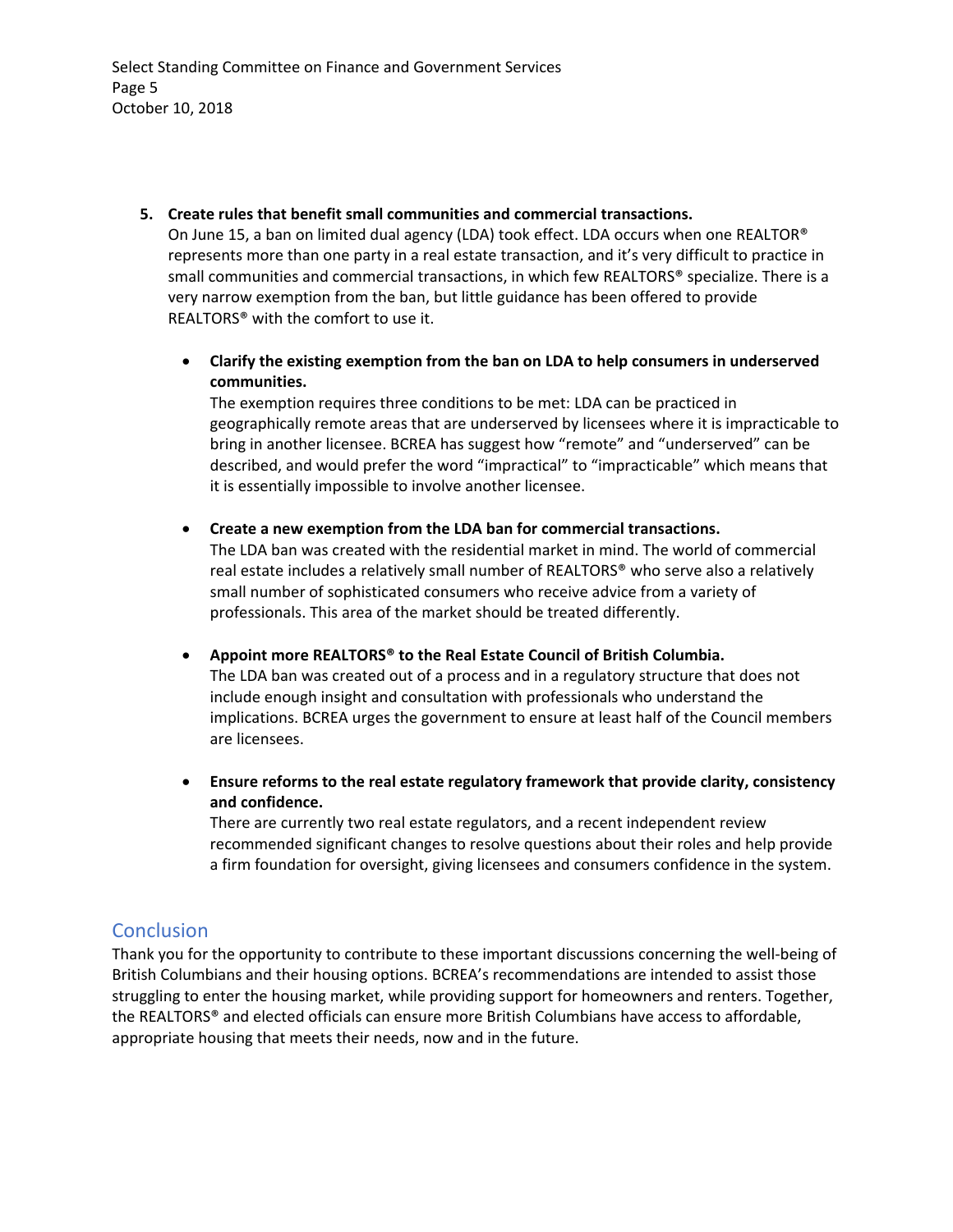5. **Create rules that benefit small communities and commercial transactions.**
   On June 15, a ban on limited dual agency (LDA) took effect. LDA occurs when one REALTOR® represents more than one party in a real estate transaction, and it's very difficult to practice in small communities and commercial transactions, in which few REALTORS® specialize. There is a very narrow exemption from the ban, but little guidance has been offered to provide REALTORS® with the comfort to use it.

   - **Clarify the existing exemption from the ban on LDA to help consumers in underserved communities.**
     The exemption requires three conditions to be met: LDA can be practiced in geographically remote areas that are underserved by licensees where it is impracticable to bring in another licensee. BCREA has suggest how "remote" and "underserved" can be described, and would prefer the word "impractical" to "impracticable" which means that it is essentially impossible to involve another licensee.

   - **Create a new exemption from the LDA ban for commercial transactions.**
     The LDA ban was created with the residential market in mind. The world of commercial real estate includes a relatively small number of REALTORS® who serve also a relatively small number of sophisticated consumers who receive advice from a variety of professionals. This area of the market should be treated differently.

   - **Appoint more REALTORS® to the Real Estate Council of British Columbia.**
     The LDA ban was created out of a process and in a regulatory structure that does not include enough insight and consultation with professionals who understand the implications. BCREA urges the government to ensure at least half of the Council members are licensees.

   - **Ensure reforms to the real estate regulatory framework that provide clarity, consistency and confidence.**
     There are currently two real estate regulators, and a recent independent review recommended significant changes to resolve questions about their roles and help provide a firm foundation for oversight, giving licensees and consumers confidence in the system.

## Conclusion

Thank you for the opportunity to contribute to these important discussions concerning the well-being of British Columbians and their housing options. BCREA's recommendations are intended to assist those struggling to enter the housing market, while providing support for homeowners and renters. Together, the REALTORS® and elected officials can ensure more British Columbians have access to affordable, appropriate housing that meets their needs, now and in the future.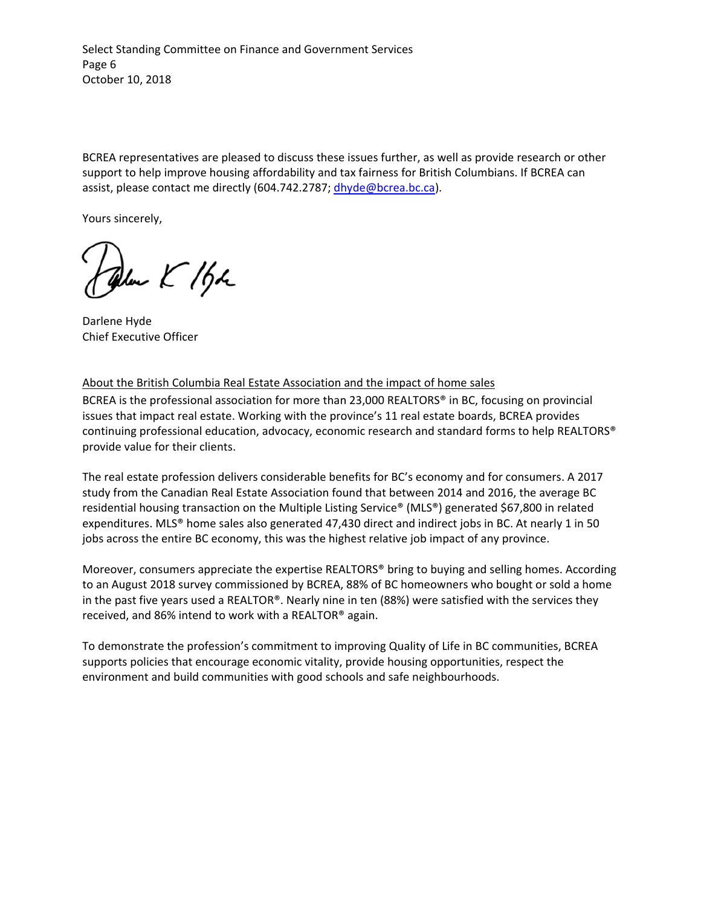BCREA representatives are pleased to discuss these issues further, as well as provide research or other support to help improve housing affordability and tax fairness for British Columbians. If BCREA can assist, please contact me directly (604.742.2787; dhyde@bcrea.bc.ca).

Yours sincerely,

Darlene Hyde
Chief Executive Officer

About the British Columbia Real Estate Association and the impact of home sales

BCREA is the professional association for more than 23,000 REALTORS® in BC, focusing on provincial issues that impact real estate. Working with the province's 11 real estate boards, BCREA provides continuing professional education, advocacy, economic research and standard forms to help REALTORS® provide value for their clients.

The real estate profession delivers considerable benefits for BC's economy and for consumers. A 2017 study from the Canadian Real Estate Association found that between 2014 and 2016, the average BC residential housing transaction on the Multiple Listing Service® (MLS®) generated $67,800 in related expenditures. MLS® home sales also generated 47,430 direct and indirect jobs in BC. At nearly 1 in 50 jobs across the entire BC economy, this was the highest relative job impact of any province.

Moreover, consumers appreciate the expertise REALTORS® bring to buying and selling homes. According to an August 2018 survey commissioned by BCREA, 88% of BC homeowners who bought or sold a home in the past five years used a REALTOR®. Nearly nine in ten (88%) were satisfied with the services they received, and 86% intend to work with a REALTOR® again.

To demonstrate the profession's commitment to improving Quality of Life in BC communities, BCREA supports policies that encourage economic vitality, provide housing opportunities, respect the environment and build communities with good schools and safe neighbourhoods.